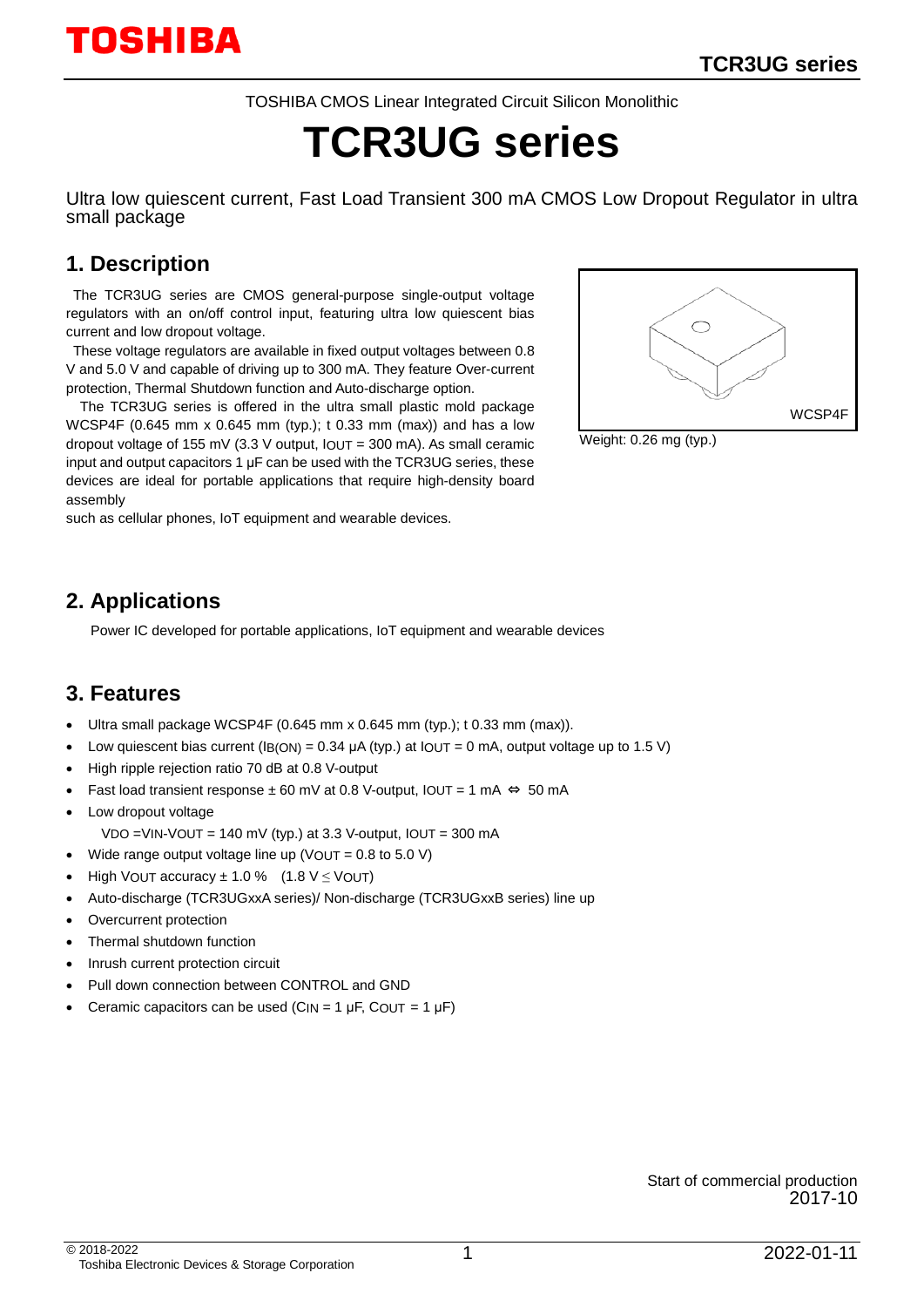TOSHIBA CMOS Linear Integrated Circuit Silicon Monolithic

# TCR3UG series

Ultra low quiescent current, Fast Load Transient 300 mA CMOS Low Dropout Regulator in ultra small package

## 1. Description

The TCR3UG series are CMOS general-purpose single-output voltage regulators with an on/off control input, featuring ultra low quiescent bias current and low dropout voltage.

These voltage regulators are available in fixed output voltages between 0.8 V and 5.0 V and capable of driving up to 300 mA. They feature Over-current protection, Thermal Shutdown function and Auto-discharge option.

The TCR3UG series is offered in the ultra small plastic mold package WCSP4F (0.645 mm x 0.645 mm (typ.); t 0.33 mm (max)) and has a low dropout voltage of 155 mV (3.3 V output, $I_{OUT}$ = 300 mA). As small ceramic input and output capacitors 1 μF can be used with the TCR3UG series, these devices are ideal for portable applications that require high-density board assembly such as cellular phones, IoT equipment and wearable devices.

WCSP4F

Weight: 0.26 mg (typ.)

## 2. Applications

Power IC developed for portable applications, IoT equipment and wearable devices

## 3. Features

- Ultra small package WCSP4F (0.645 mm x 0.645 mm (typ.); t 0.33 mm (max)).
- Low quiescent bias current ($I_{B(ON)}$ = 0.34 μA (typ.) at $I_{OUT}$ = 0 mA, output voltage up to 1.5 V)
- High ripple rejection ratio 70 dB at 0.8 V-output
- Fast load transient response ± 60 mV at 0.8 V-output, $I_{OUT}$ = 1 mA ⇔ 50 mA
- Low dropout voltage
  $V_{DO}$ = $V_{IN}$-$V_{OUT}$ = 140 mV (typ.) at 3.3 V-output, $I_{OUT}$ = 300 mA
- Wide range output voltage line up ($V_{OUT}$ = 0.8 to 5.0 V)
- High $V_{OUT}$ accuracy ± 1.0 % (1.8 V ≤ $V_{OUT}$)
- Auto-discharge (TCR3UGxxA series)/ Non-discharge (TCR3UGxxB series) line up
- Overcurrent protection
- Thermal shutdown function
- Inrush current protection circuit
- Pull down connection between CONTROL and GND
- Ceramic capacitors can be used ($C_{IN}$ = 1 μF, $C_{OUT}$ = 1 μF)

Start of commercial production
2017-10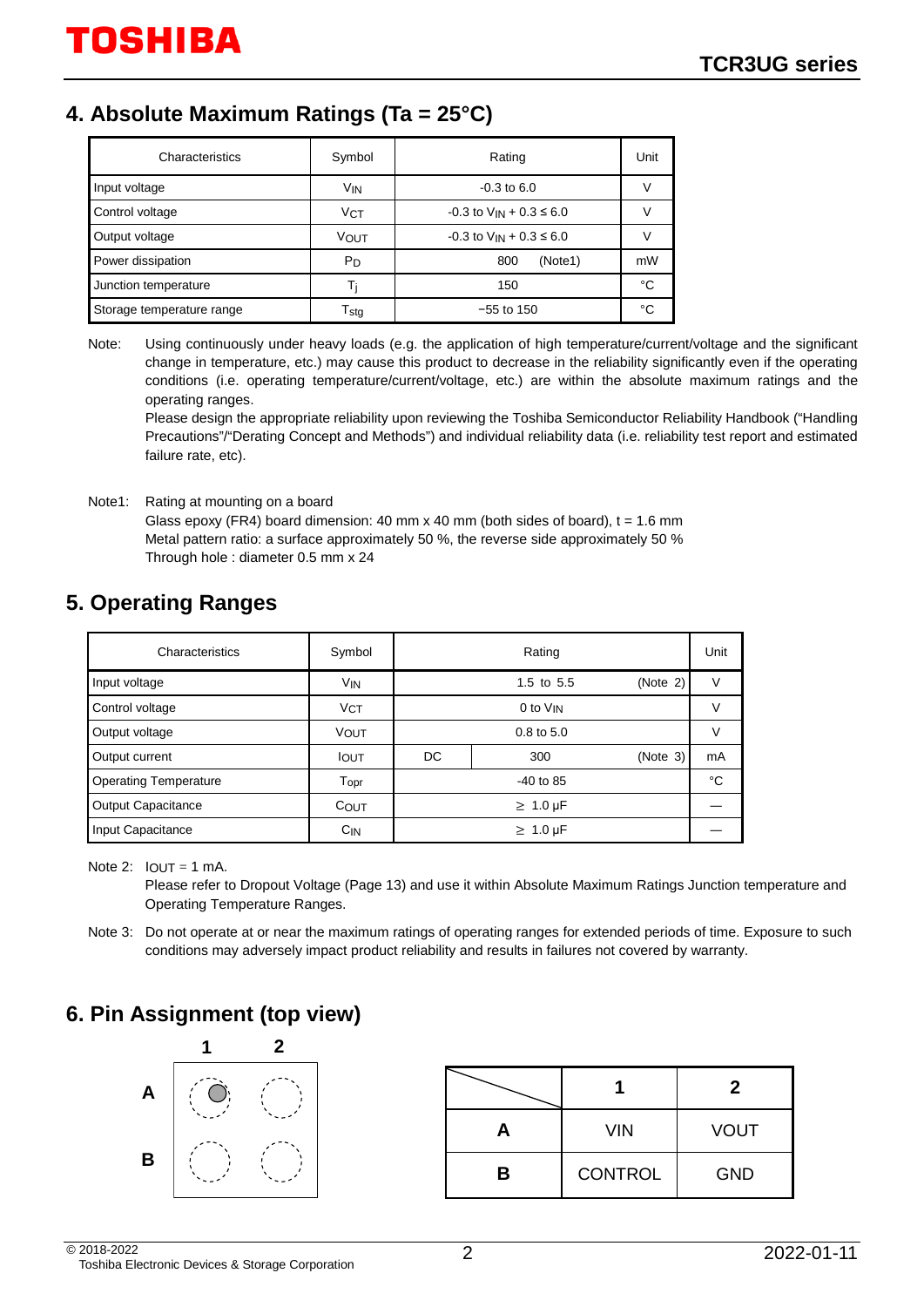## 4. Absolute Maximum Ratings (Ta = 25°C)

| Characteristics | Symbol | Rating | Unit |
|---|---|---|---|
| Input voltage | $V_{IN}$ | -0.3 to 6.0 | V |
| Control voltage | $V_{CT}$ | -0.3 to $V_{IN}$ + 0.3 ≤ 6.0 | V |
| Output voltage | $V_{OUT}$ | -0.3 to $V_{IN}$ + 0.3 ≤ 6.0 | V |
| Power dissipation | $P_D$ | 800 (Note1) | mW |
| Junction temperature | $T_j$ | 150 | °C |
| Storage temperature range | $T_{stg}$ | −55 to 150 | °C |

Note: Using continuously under heavy loads (e.g. the application of high temperature/current/voltage and the significant change in temperature, etc.) may cause this product to decrease in the reliability significantly even if the operating conditions (i.e. operating temperature/current/voltage, etc.) are within the absolute maximum ratings and the operating ranges.
Please design the appropriate reliability upon reviewing the Toshiba Semiconductor Reliability Handbook ("Handling Precautions"/"Derating Concept and Methods") and individual reliability data (i.e. reliability test report and estimated failure rate, etc).

Note1: Rating at mounting on a board
Glass epoxy (FR4) board dimension: 40 mm x 40 mm (both sides of board), t = 1.6 mm
Metal pattern ratio: a surface approximately 50 %, the reverse side approximately 50 %
Through hole : diameter 0.5 mm x 24

## 5. Operating Ranges

| Characteristics | Symbol | Rating | | Unit |
|---|---|---|---|---|
| Input voltage | $V_{IN}$ | 1.5 to 5.5 (Note 2) | | V |
| Control voltage | $V_{CT}$ | 0 to $V_{IN}$ | | V |
| Output voltage | $V_{OUT}$ | 0.8 to 5.0 | | V |
| Output current | $I_{OUT}$ | DC | 300 (Note 3) | mA |
| Operating Temperature | $T_{opr}$ | -40 to 85 | | °C |
| Output Capacitance | $C_{OUT}$ | ≥ 1.0 μF | | — |
| Input Capacitance | $C_{IN}$ | ≥ 1.0 μF | | — |

Note 2: $I_{OUT}$ = 1 mA.
Please refer to Dropout Voltage (Page 13) and use it within Absolute Maximum Ratings Junction temperature and Operating Temperature Ranges.

Note 3: Do not operate at or near the maximum ratings of operating ranges for extended periods of time. Exposure to such conditions may adversely impact product reliability and results in failures not covered by warranty.

## 6. Pin Assignment (top view)

| | 1 | 2 |
|---|---|---|
| A | VIN | VOUT |
| B | CONTROL | GND |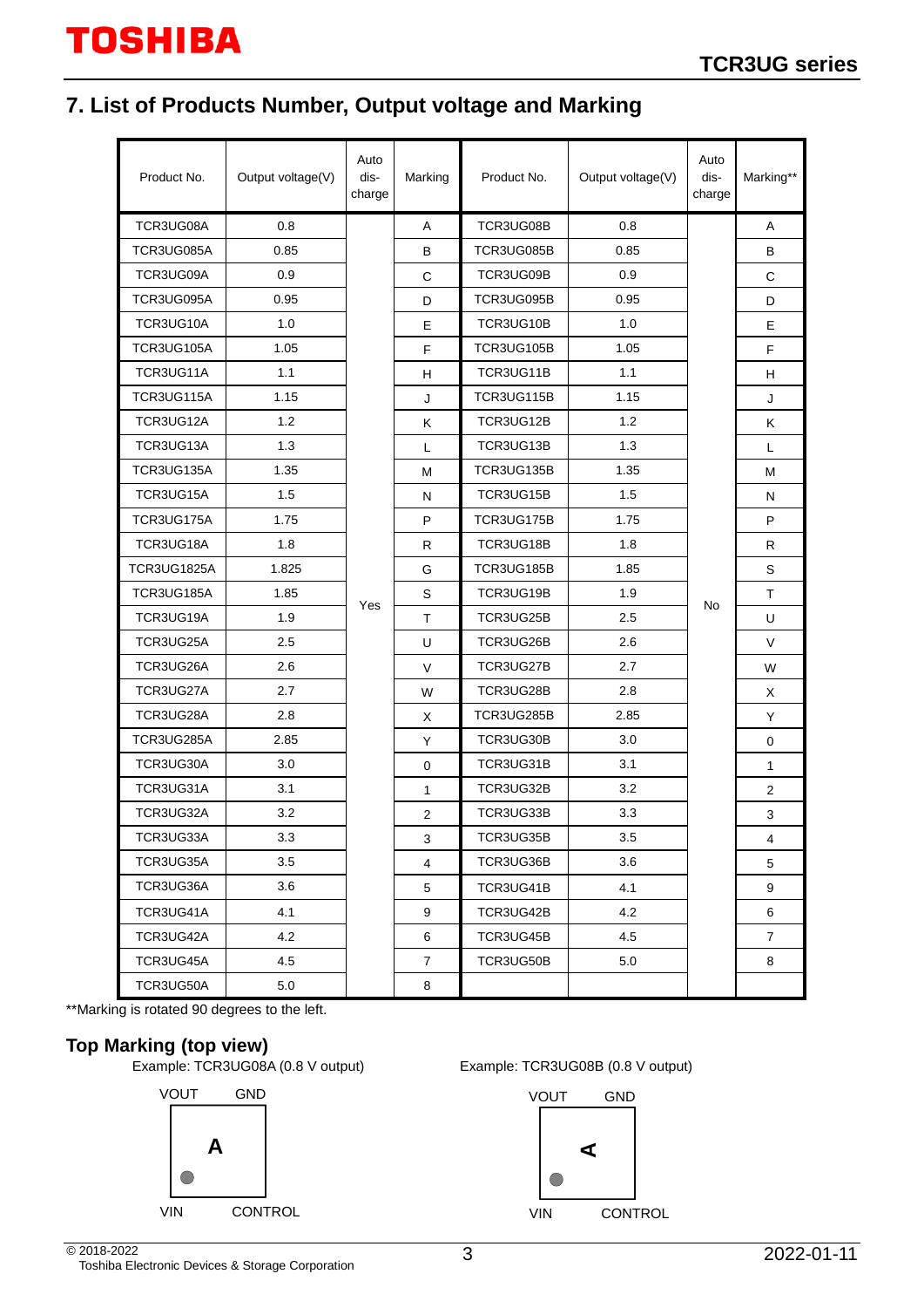## 7. List of Products Number, Output voltage and Marking

| Product No. | Output voltage(V) | Auto dis-charge | Marking | Product No. | Output voltage(V) | Auto dis-charge | Marking** |
|---|---|---|---|---|---|---|---|
| TCR3UG08A | 0.8 | Yes | A | TCR3UG08B | 0.8 | No | A |
| TCR3UG085A | 0.85 | | B | TCR3UG085B | 0.85 | | B |
| TCR3UG09A | 0.9 | | C | TCR3UG09B | 0.9 | | C |
| TCR3UG095A | 0.95 | | D | TCR3UG095B | 0.95 | | D |
| TCR3UG10A | 1.0 | | E | TCR3UG10B | 1.0 | | E |
| TCR3UG105A | 1.05 | | F | TCR3UG105B | 1.05 | | F |
| TCR3UG11A | 1.1 | | H | TCR3UG11B | 1.1 | | H |
| TCR3UG115A | 1.15 | | J | TCR3UG115B | 1.15 | | J |
| TCR3UG12A | 1.2 | | K | TCR3UG12B | 1.2 | | K |
| TCR3UG13A | 1.3 | | L | TCR3UG13B | 1.3 | | L |
| TCR3UG135A | 1.35 | | M | TCR3UG135B | 1.35 | | M |
| TCR3UG15A | 1.5 | | N | TCR3UG15B | 1.5 | | N |
| TCR3UG175A | 1.75 | | P | TCR3UG175B | 1.75 | | P |
| TCR3UG18A | 1.8 | | R | TCR3UG18B | 1.8 | | R |
| TCR3UG1825A | 1.825 | | G | TCR3UG185B | 1.85 | | S |
| TCR3UG185A | 1.85 | | S | TCR3UG19B | 1.9 | | T |
| TCR3UG19A | 1.9 | | T | TCR3UG25B | 2.5 | | U |
| TCR3UG25A | 2.5 | | U | TCR3UG26B | 2.6 | | V |
| TCR3UG26A | 2.6 | | V | TCR3UG27B | 2.7 | | W |
| TCR3UG27A | 2.7 | | W | TCR3UG28B | 2.8 | | X |
| TCR3UG28A | 2.8 | | X | TCR3UG285B | 2.85 | | Y |
| TCR3UG285A | 2.85 | | Y | TCR3UG30B | 3.0 | | 0 |
| TCR3UG30A | 3.0 | | 0 | TCR3UG31B | 3.1 | | 1 |
| TCR3UG31A | 3.1 | | 1 | TCR3UG32B | 3.2 | | 2 |
| TCR3UG32A | 3.2 | | 2 | TCR3UG33B | 3.3 | | 3 |
| TCR3UG33A | 3.3 | | 3 | TCR3UG35B | 3.5 | | 4 |
| TCR3UG35A | 3.5 | | 4 | TCR3UG36B | 3.6 | | 5 |
| TCR3UG36A | 3.6 | | 5 | TCR3UG41B | 4.1 | | 9 |
| TCR3UG41A | 4.1 | | 9 | TCR3UG42B | 4.2 | | 6 |
| TCR3UG42A | 4.2 | | 6 | TCR3UG45B | 4.5 | | 7 |
| TCR3UG45A | 4.5 | | 7 | TCR3UG50B | 5.0 | | 8 |
| TCR3UG50A | 5.0 | | 8 | | | | |

**Marking is rotated 90 degrees to the left.

### Top Marking (top view)

Example: TCR3UG08A (0.8 V output)

VOUT GND

A

VIN CONTROL

Example: TCR3UG08B (0.8 V output)

VOUT GND

A

VIN CONTROL

© 2018-2022
Toshiba Electronic Devices & Storage Corporation

2022-01-11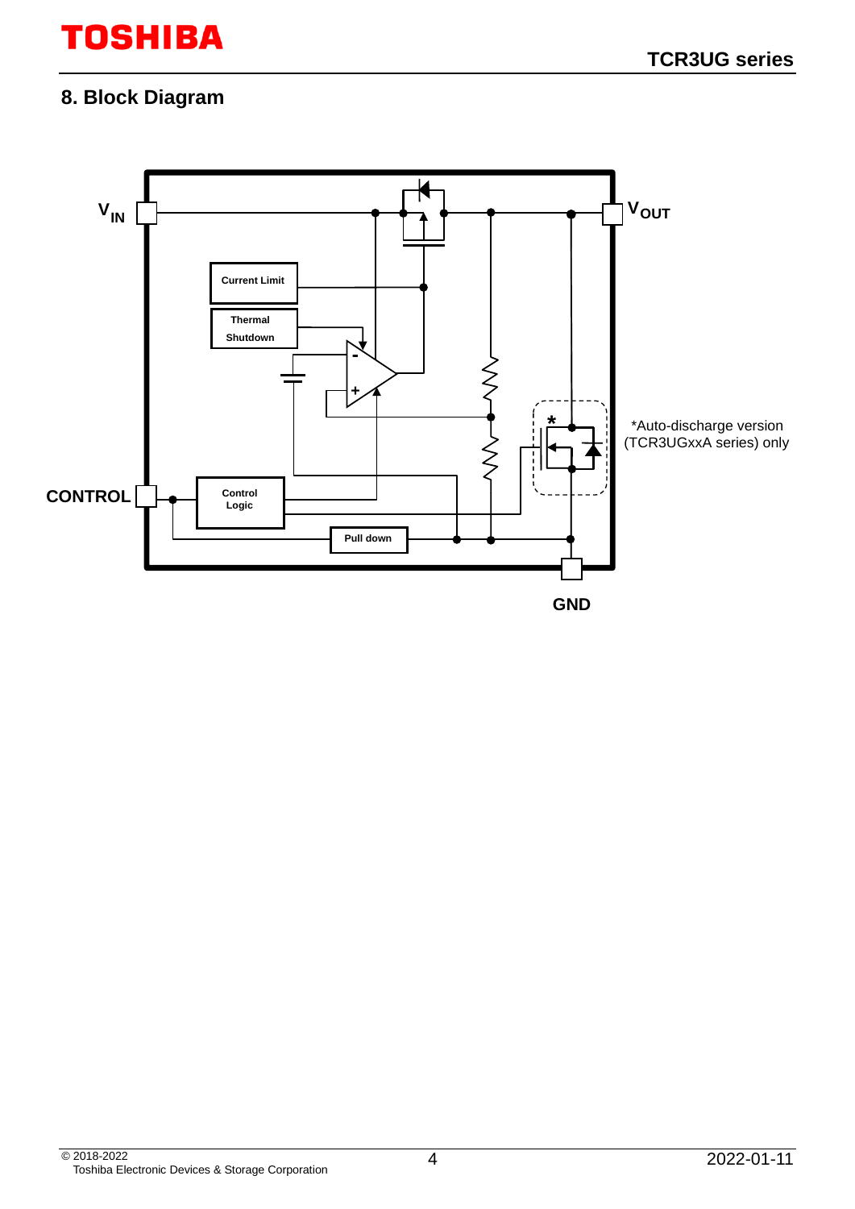## 8. Block Diagram

$V_{IN}$

$V_{OUT}$

Current Limit

Thermal Shutdown

CONTROL

Control Logic

Pull down

GND

*Auto-discharge version (TCR3UGxxA series) only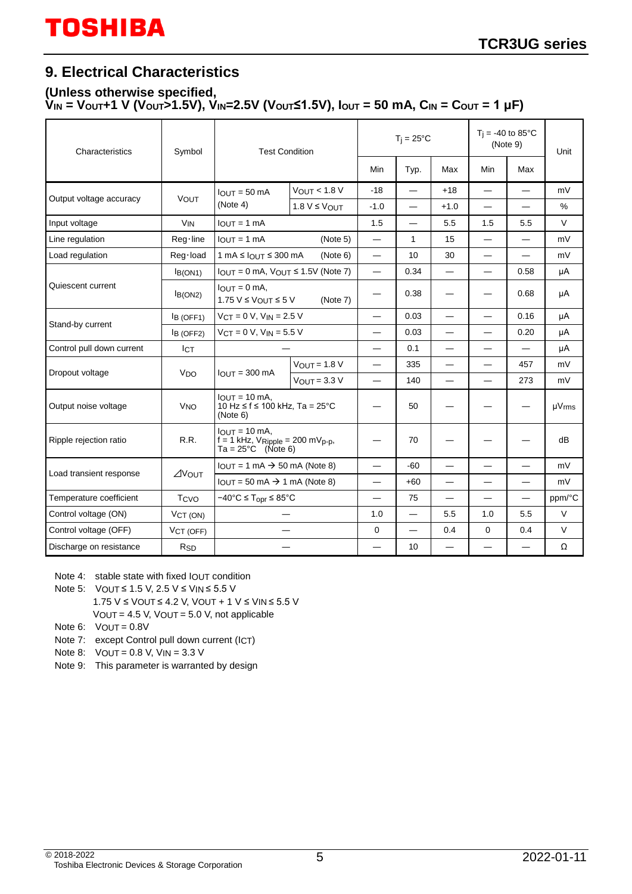## 9. Electrical Characteristics

**(Unless otherwise specified,**
**$V_{IN}$ = $V_{OUT}$+1 V ($V_{OUT}$>1.5V), $V_{IN}$=2.5V ($V_{OUT}$≤1.5V), $I_{OUT}$ = 50 mA, $C_{IN}$ = $C_{OUT}$ = 1 μF)**

| Characteristics | Symbol | Test Condition | | $T_j$ = 25°C | | | $T_j$ = -40 to 85°C (Note 9) | | Unit |
|---|---|---|---|---|---|---|---|---|---|
| | | | | Min | Typ. | Max | Min | Max | |
| Output voltage accuracy | $V_{OUT}$ | $I_{OUT}$ = 50 mA (Note 4) | $V_{OUT}$ < 1.8 V | -18 | — | +18 | — | — | mV |
| | | | 1.8 V ≤ $V_{OUT}$ | -1.0 | — | +1.0 | — | — | % |
| Input voltage | $V_{IN}$ | $I_{OUT}$ = 1 mA | | 1.5 | — | 5.5 | 1.5 | 5.5 | V |
| Line regulation | Reg·line | $I_{OUT}$ = 1 mA (Note 5) | | — | 1 | 15 | — | — | mV |
| Load regulation | Reg·load | 1 mA ≤ $I_{OUT}$ ≤ 300 mA (Note 6) | | — | 10 | 30 | — | — | mV |
| Quiescent current | $I_{B(ON1)}$ | $I_{OUT}$ = 0 mA, $V_{OUT}$ ≤ 1.5V (Note 7) | | — | 0.34 | — | — | 0.58 | μA |
| | $I_{B(ON2)}$ | $I_{OUT}$ = 0 mA, 1.75 V ≤ $V_{OUT}$ ≤ 5 V (Note 7) | | — | 0.38 | — | — | 0.68 | μA |
| Stand-by current | $I_{B(OFF1)}$ | $V_{CT}$ = 0 V, $V_{IN}$ = 2.5 V | | — | 0.03 | — | — | 0.16 | μA |
| | $I_{B(OFF2)}$ | $V_{CT}$ = 0 V, $V_{IN}$ = 5.5 V | | — | 0.03 | — | — | 0.20 | μA |
| Control pull down current | $I_{CT}$ | — | | — | 0.1 | — | — | — | μA |
| Dropout voltage | $V_{DO}$ | $I_{OUT}$ = 300 mA | $V_{OUT}$ = 1.8 V | — | 335 | — | — | 457 | mV |
| | | | $V_{OUT}$ = 3.3 V | — | 140 | — | — | 273 | mV |
| Output noise voltage | $V_{NO}$ | $I_{OUT}$ = 10 mA, 10 Hz ≤ f ≤ 100 kHz, Ta = 25°C (Note 6) | | — | 50 | — | — | — | μVrms |
| Ripple rejection ratio | R.R. | $I_{OUT}$ = 10 mA, f = 1 kHz, $V_{Ripple}$ = 200 $mV_{p-p}$, Ta = 25°C (Note 6) | | — | 70 | — | — | — | dB |
| Load transient response | ⊿$V_{OUT}$ | $I_{OUT}$ = 1 mA → 50 mA (Note 8) | | — | -60 | — | — | — | mV |
| | | $I_{OUT}$ = 50 mA → 1 mA (Note 8) | | — | +60 | — | — | — | mV |
| Temperature coefficient | $T_{CVO}$ | −40°C ≤ $T_{opr}$ ≤ 85°C | | — | 75 | — | — | — | ppm/°C |
| Control voltage (ON) | $V_{CT (ON)}$ | — | | 1.0 | — | 5.5 | 1.0 | 5.5 | V |
| Control voltage (OFF) | $V_{CT (OFF)}$ | — | | 0 | — | 0.4 | 0 | 0.4 | V |
| Discharge on resistance | $R_{SD}$ | — | | — | 10 | — | — | — | Ω |

Note 4: stable state with fixed $I_{OUT}$ condition

Note 5: $V_{OUT}$ ≤ 1.5 V, 2.5 V ≤ $V_{IN}$ ≤ 5.5 V
1.75 V ≤ $V_{OUT}$ ≤ 4.2 V, $V_{OUT}$ + 1 V ≤ $V_{IN}$ ≤ 5.5 V
$V_{OUT}$ = 4.5 V, $V_{OUT}$ = 5.0 V, not applicable

Note 6: $V_{OUT}$ = 0.8V

Note 7: except Control pull down current ($I_{CT}$)

Note 8: $V_{OUT}$ = 0.8 V, $V_{IN}$ = 3.3 V

Note 9: This parameter is warranted by design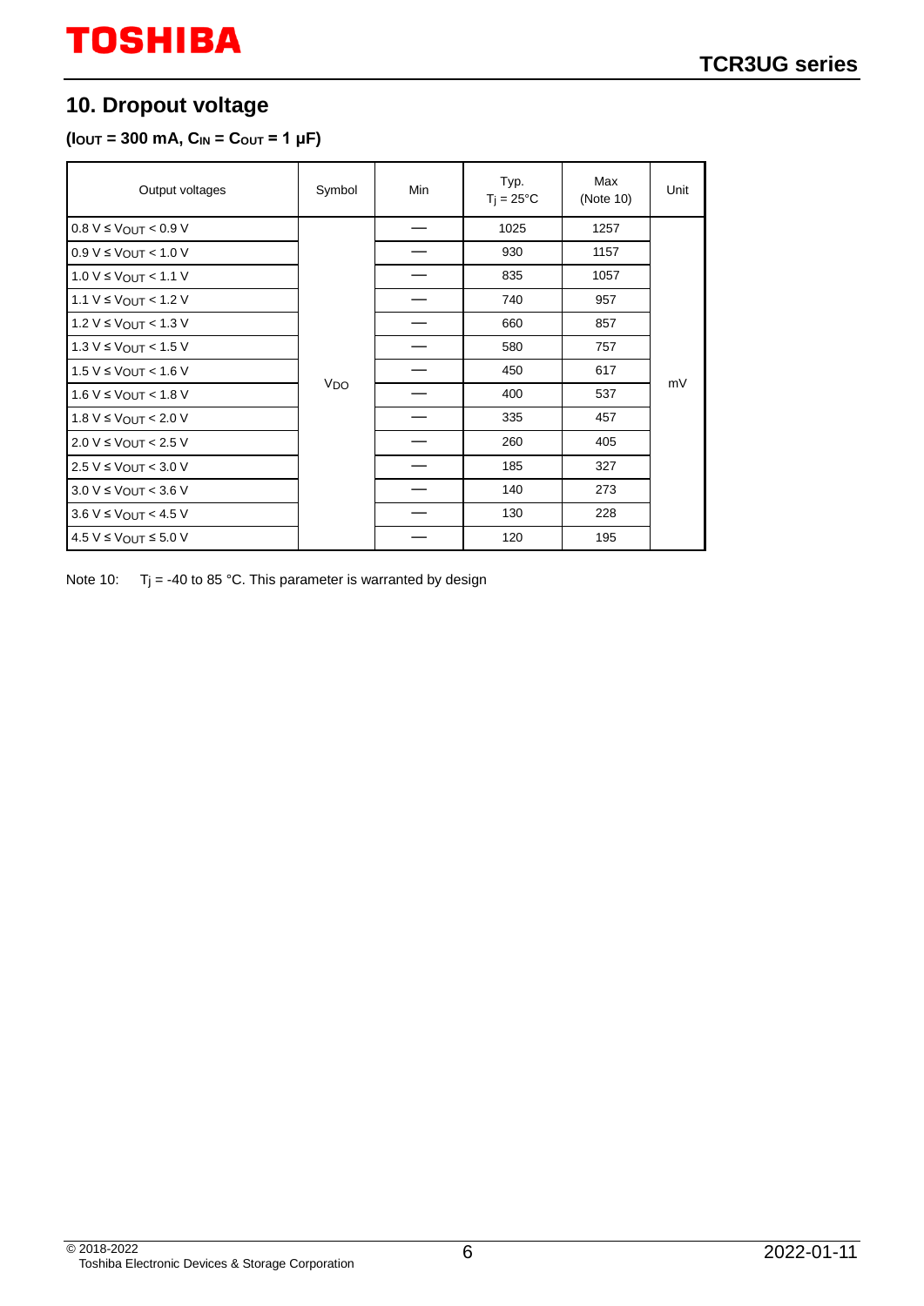## 10. Dropout voltage

**($I_{OUT}$ = 300 mA, $C_{IN}$ = $C_{OUT}$ = 1 μF)**

| Output voltages | Symbol | Min | Typ. $T_j$ = 25°C | Max (Note 10) | Unit |
|---|---|---|---|---|---|
| 0.8 V ≤ $V_{OUT}$ < 0.9 V | $V_{DO}$ | — | 1025 | 1257 | mV |
| 0.9 V ≤ $V_{OUT}$ < 1.0 V | | — | 930 | 1157 | |
| 1.0 V ≤ $V_{OUT}$ < 1.1 V | | — | 835 | 1057 | |
| 1.1 V ≤ $V_{OUT}$ < 1.2 V | | — | 740 | 957 | |
| 1.2 V ≤ $V_{OUT}$ < 1.3 V | | — | 660 | 857 | |
| 1.3 V ≤ $V_{OUT}$ < 1.5 V | | — | 580 | 757 | |
| 1.5 V ≤ $V_{OUT}$ < 1.6 V | | — | 450 | 617 | |
| 1.6 V ≤ $V_{OUT}$ < 1.8 V | | — | 400 | 537 | |
| 1.8 V ≤ $V_{OUT}$ < 2.0 V | | — | 335 | 457 | |
| 2.0 V ≤ $V_{OUT}$ < 2.5 V | | — | 260 | 405 | |
| 2.5 V ≤ $V_{OUT}$ < 3.0 V | | — | 185 | 327 | |
| 3.0 V ≤ $V_{OUT}$ < 3.6 V | | — | 140 | 273 | |
| 3.6 V ≤ $V_{OUT}$ < 4.5 V | | — | 130 | 228 | |
| 4.5 V ≤ $V_{OUT}$ ≤ 5.0 V | | — | 120 | 195 | |

Note 10: $T_j$ = -40 to 85 °C. This parameter is warranted by design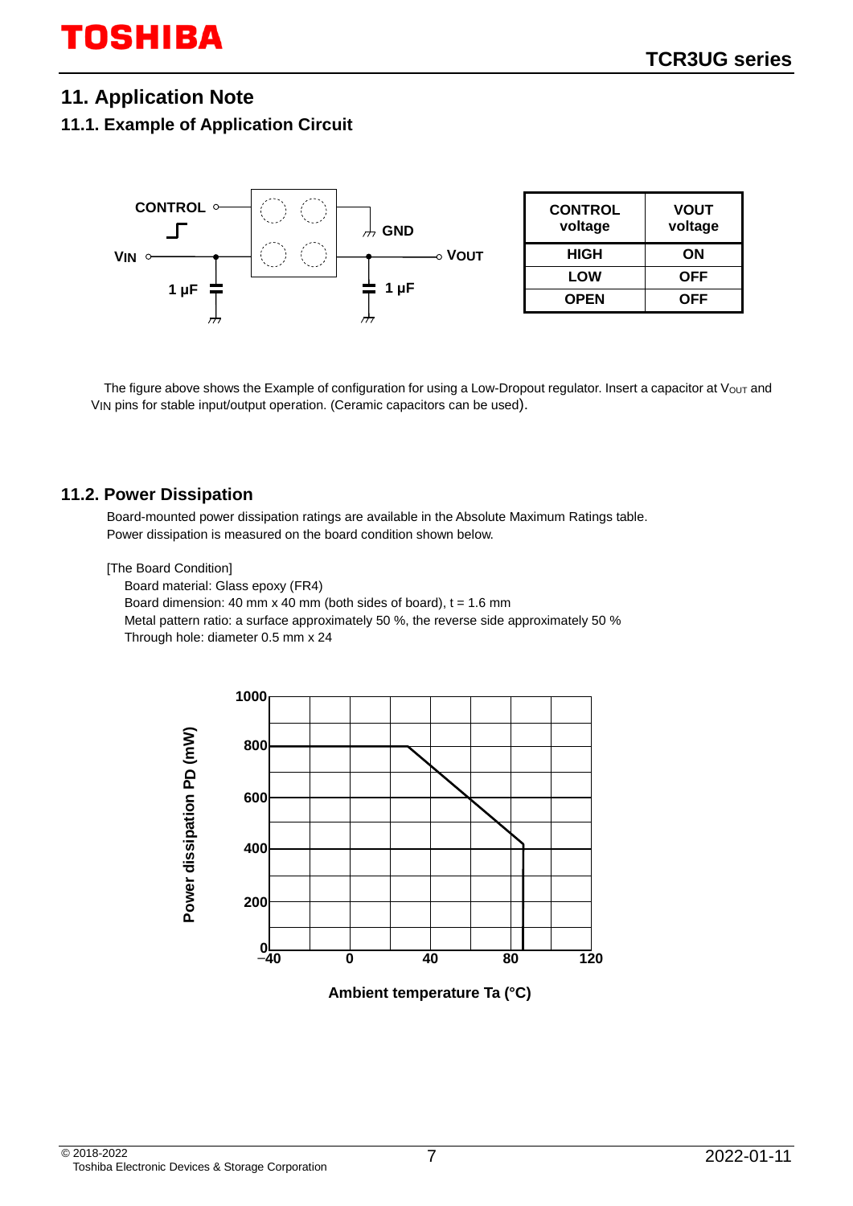## 11. Application Note

### 11.1. Example of Application Circuit

| CONTROL voltage | VOUT voltage |
|---|---|
| HIGH | ON |
| LOW | OFF |
| OPEN | OFF |

The figure above shows the Example of configuration for using a Low-Dropout regulator. Insert a capacitor at $V_{OUT}$ and $V_{IN}$ pins for stable input/output operation. (Ceramic capacitors can be used).

### 11.2. Power Dissipation

Board-mounted power dissipation ratings are available in the Absolute Maximum Ratings table.
Power dissipation is measured on the board condition shown below.

[The Board Condition]
- Board material: Glass epoxy (FR4)
- Board dimension: 40 mm x 40 mm (both sides of board), t = 1.6 mm
- Metal pattern ratio: a surface approximately 50 %, the reverse side approximately 50 %
- Through hole: diameter 0.5 mm x 24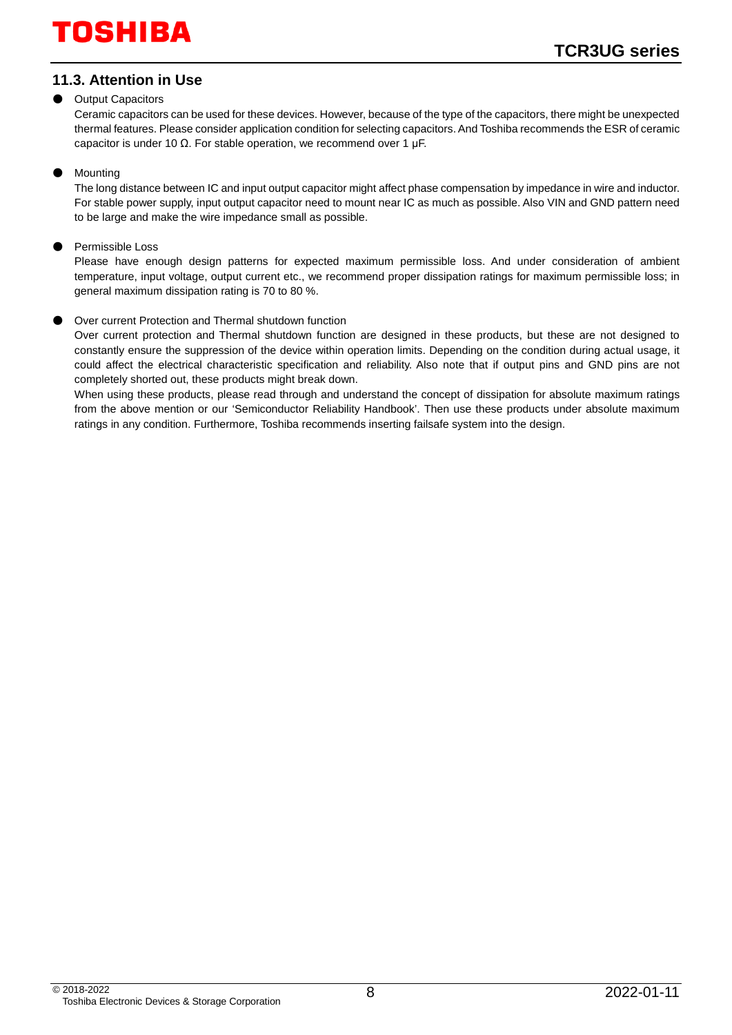## 11.3. Attention in Use

- Output Capacitors

  Ceramic capacitors can be used for these devices. However, because of the type of the capacitors, there might be unexpected thermal features. Please consider application condition for selecting capacitors. And Toshiba recommends the ESR of ceramic capacitor is under 10 Ω. For stable operation, we recommend over 1 μF.

- Mounting

  The long distance between IC and input output capacitor might affect phase compensation by impedance in wire and inductor. For stable power supply, input output capacitor need to mount near IC as much as possible. Also VIN and GND pattern need to be large and make the wire impedance small as possible.

- Permissible Loss

  Please have enough design patterns for expected maximum permissible loss. And under consideration of ambient temperature, input voltage, output current etc., we recommend proper dissipation ratings for maximum permissible loss; in general maximum dissipation rating is 70 to 80 %.

- Over current Protection and Thermal shutdown function

  Over current protection and Thermal shutdown function are designed in these products, but these are not designed to constantly ensure the suppression of the device within operation limits. Depending on the condition during actual usage, it could affect the electrical characteristic specification and reliability. Also note that if output pins and GND pins are not completely shorted out, these products might break down.

  When using these products, please read through and understand the concept of dissipation for absolute maximum ratings from the above mention or our 'Semiconductor Reliability Handbook'. Then use these products under absolute maximum ratings in any condition. Furthermore, Toshiba recommends inserting failsafe system into the design.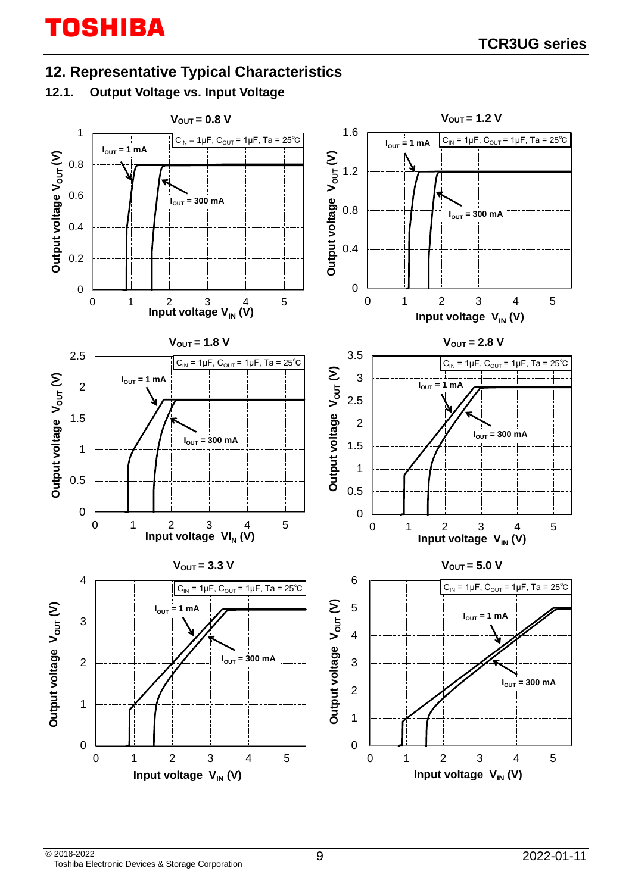## 12. Representative Typical Characteristics

### 12.1. Output Voltage vs. Input Voltage

$V_{OUT}$ = 0.8 V

$C_{IN}$ = 1μF, $C_{OUT}$ = 1μF, Ta = 25°C

$I_{OUT}$ = 1 mA

$I_{OUT}$ = 300 mA

Output voltage $V_{OUT}$ (V)

Input voltage $V_{IN}$ (V)

$V_{OUT}$ = 1.2 V

$C_{IN}$ = 1μF, $C_{OUT}$ = 1μF, Ta = 25°C

$I_{OUT}$ = 1 mA

$I_{OUT}$ = 300 mA

Output voltage $V_{OUT}$ (V)

Input voltage $V_{IN}$ (V)

$V_{OUT}$ = 1.8 V

$C_{IN}$ = 1μF, $C_{OUT}$ = 1μF, Ta = 25°C

$I_{OUT}$ = 1 mA

$I_{OUT}$ = 300 mA

Output voltage $V_{OUT}$ (V)

Input voltage $V_{IN}$ (V)

$V_{OUT}$ = 2.8 V

$C_{IN}$ = 1μF, $C_{OUT}$ = 1μF, Ta = 25°C

$I_{OUT}$ = 1 mA

$I_{OUT}$ = 300 mA

Output voltage $V_{OUT}$ (V)

Input voltage $V_{IN}$ (V)

$V_{OUT}$ = 3.3 V

$C_{IN}$ = 1μF, $C_{OUT}$ = 1μF, Ta = 25°C

$I_{OUT}$ = 1 mA

$I_{OUT}$ = 300 mA

Output voltage $V_{OUT}$ (V)

Input voltage $V_{IN}$ (V)

$V_{OUT}$ = 5.0 V

$C_{IN}$ = 1μF, $C_{OUT}$ = 1μF, Ta = 25°C

$I_{OUT}$ = 1 mA

$I_{OUT}$ = 300 mA

Output voltage $V_{OUT}$ (V)

Input voltage $V_{IN}$ (V)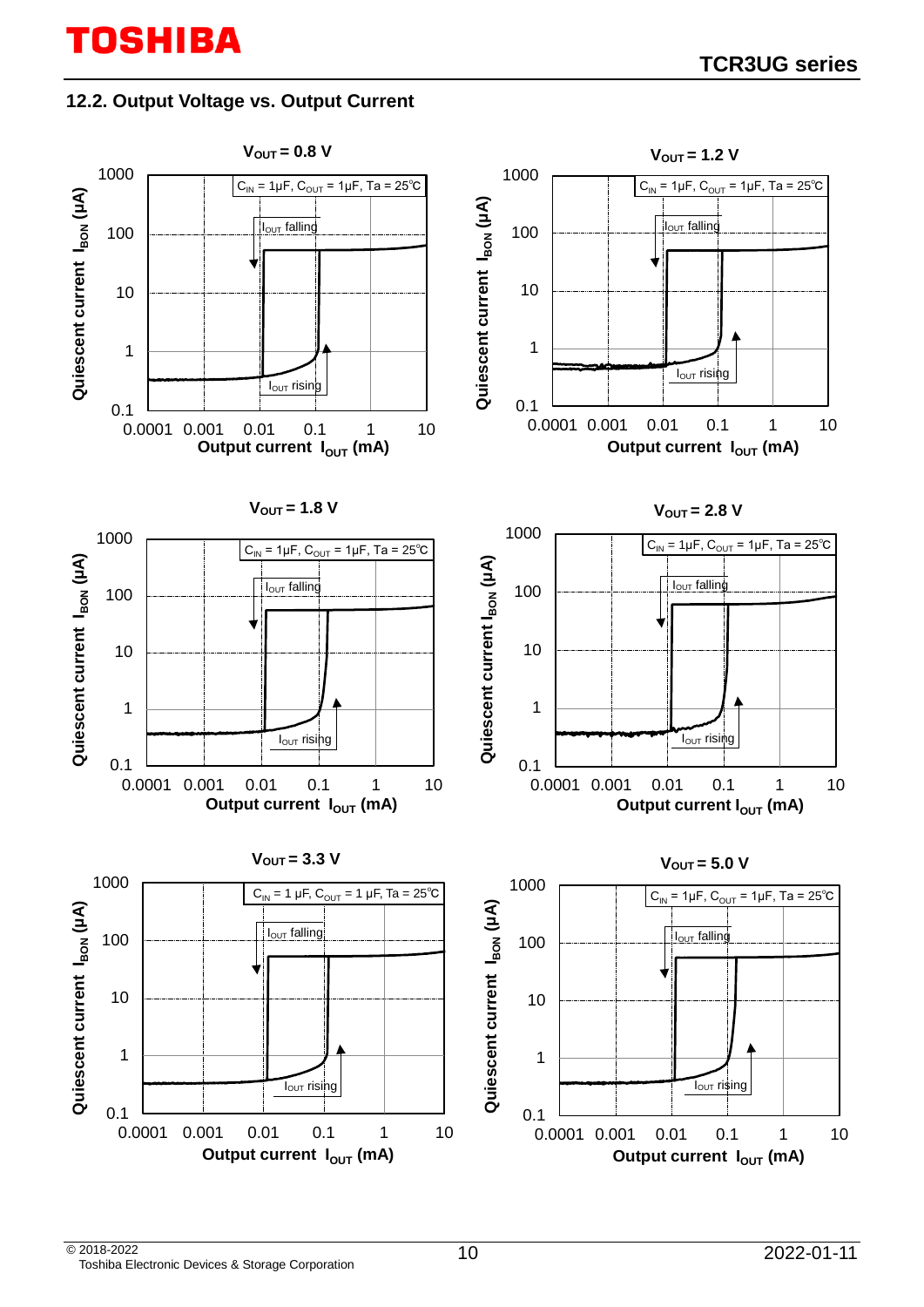## 12.2. Output Voltage vs. Output Current

**$V_{OUT}$ = 0.8 V**

$C_{IN}$ = 1μF, $C_{OUT}$ = 1μF, Ta = 25°C

$I_{OUT}$ falling

$I_{OUT}$ rising

Quiescent current $I_{BON}$ (μA)

Output current $I_{OUT}$ (mA)

**$V_{OUT}$ = 1.2 V**

$C_{IN}$ = 1μF, $C_{OUT}$ = 1μF, Ta = 25°C

$I_{OUT}$ falling

$I_{OUT}$ rising

Quiescent current $I_{BON}$ (μA)

Output current $I_{OUT}$ (mA)

**$V_{OUT}$ = 1.8 V**

$C_{IN}$ = 1μF, $C_{OUT}$ = 1μF, Ta = 25°C

$I_{OUT}$ falling

$I_{OUT}$ rising

Quiescent current $I_{BON}$ (μA)

Output current $I_{OUT}$ (mA)

**$V_{OUT}$ = 2.8 V**

$C_{IN}$ = 1μF, $C_{OUT}$ = 1μF, Ta = 25°C

$I_{OUT}$ falling

$I_{OUT}$ rising

Quiescent current $I_{BON}$ (μA)

Output current $I_{OUT}$ (mA)

**$V_{OUT}$ = 3.3 V**

$C_{IN}$ = 1 μF, $C_{OUT}$ = 1 μF, Ta = 25°C

$I_{OUT}$ falling

$I_{OUT}$ rising

Quiescent current $I_{BON}$ (μA)

Output current $I_{OUT}$ (mA)

**$V_{OUT}$ = 5.0 V**

$C_{IN}$ = 1μF, $C_{OUT}$ = 1μF, Ta = 25°C

$I_{OUT}$ falling

$I_{OUT}$ rising

Quiescent current $I_{BON}$ (μA)

Output current $I_{OUT}$ (mA)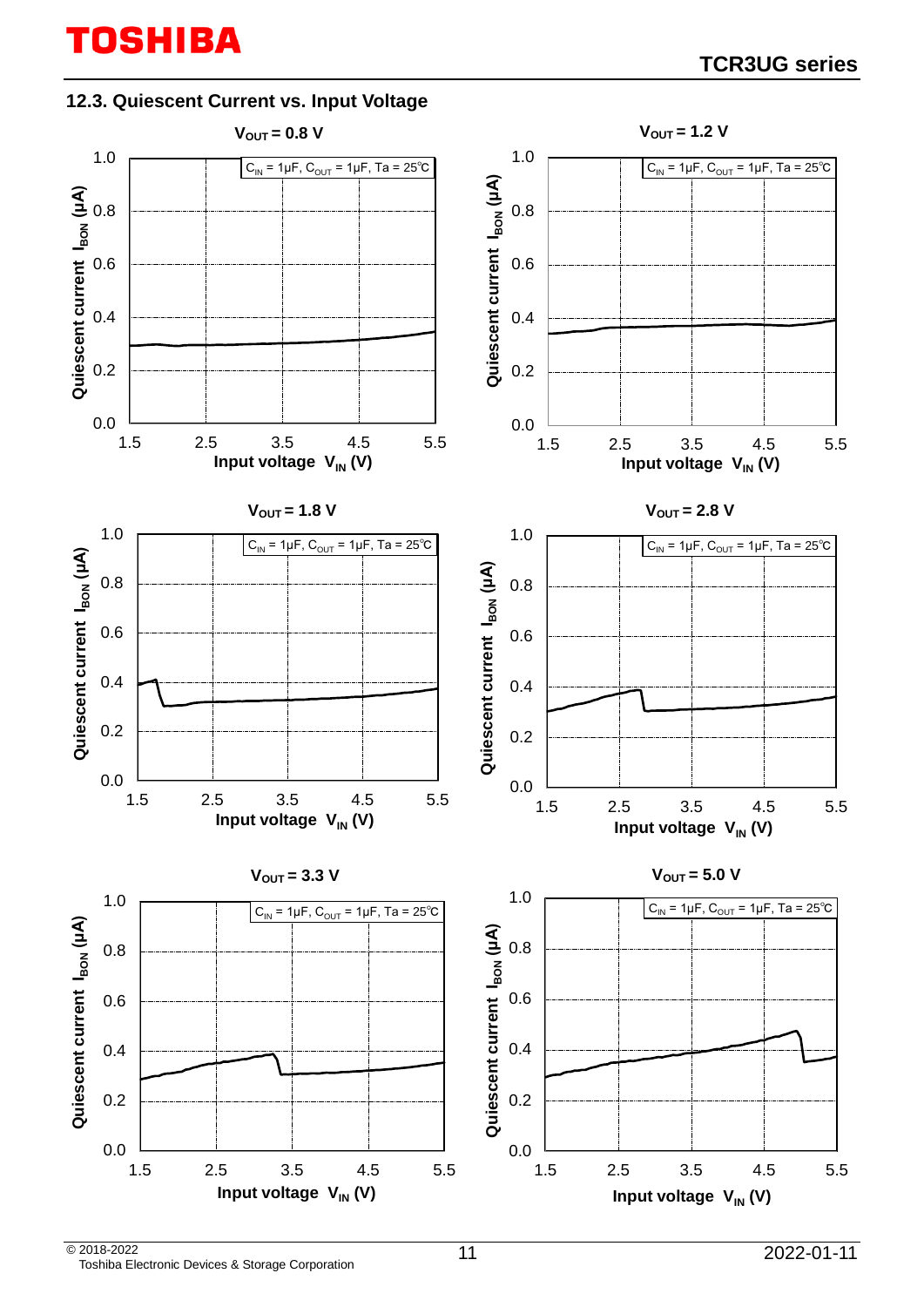### 12.3. Quiescent Current vs. Input Voltage

$V_{OUT}$ = 0.8 V

$C_{IN}$ = 1µF, $C_{OUT}$ = 1µF, Ta = 25°C

Quiescent current $I_{BON}$ (µA)

Input voltage $V_{IN}$ (V)

$V_{OUT}$ = 1.2 V

$C_{IN}$ = 1µF, $C_{OUT}$ = 1µF, Ta = 25°C

Quiescent current $I_{BON}$ (µA)

Input voltage $V_{IN}$ (V)

$V_{OUT}$ = 1.8 V

$C_{IN}$ = 1µF, $C_{OUT}$ = 1µF, Ta = 25°C

Quiescent current $I_{BON}$ (µA)

Input voltage $V_{IN}$ (V)

$V_{OUT}$ = 2.8 V

$C_{IN}$ = 1µF, $C_{OUT}$ = 1µF, Ta = 25°C

Quiescent current $I_{BON}$ (µA)

Input voltage $V_{IN}$ (V)

$V_{OUT}$ = 3.3 V

$C_{IN}$ = 1µF, $C_{OUT}$ = 1µF, Ta = 25°C

Quiescent current $I_{BON}$ (µA)

Input voltage $V_{IN}$ (V)

$V_{OUT}$ = 5.0 V

$C_{IN}$ = 1µF, $C_{OUT}$ = 1µF, Ta = 25°C

Quiescent current $I_{BON}$ (µA)

Input voltage $V_{IN}$ (V)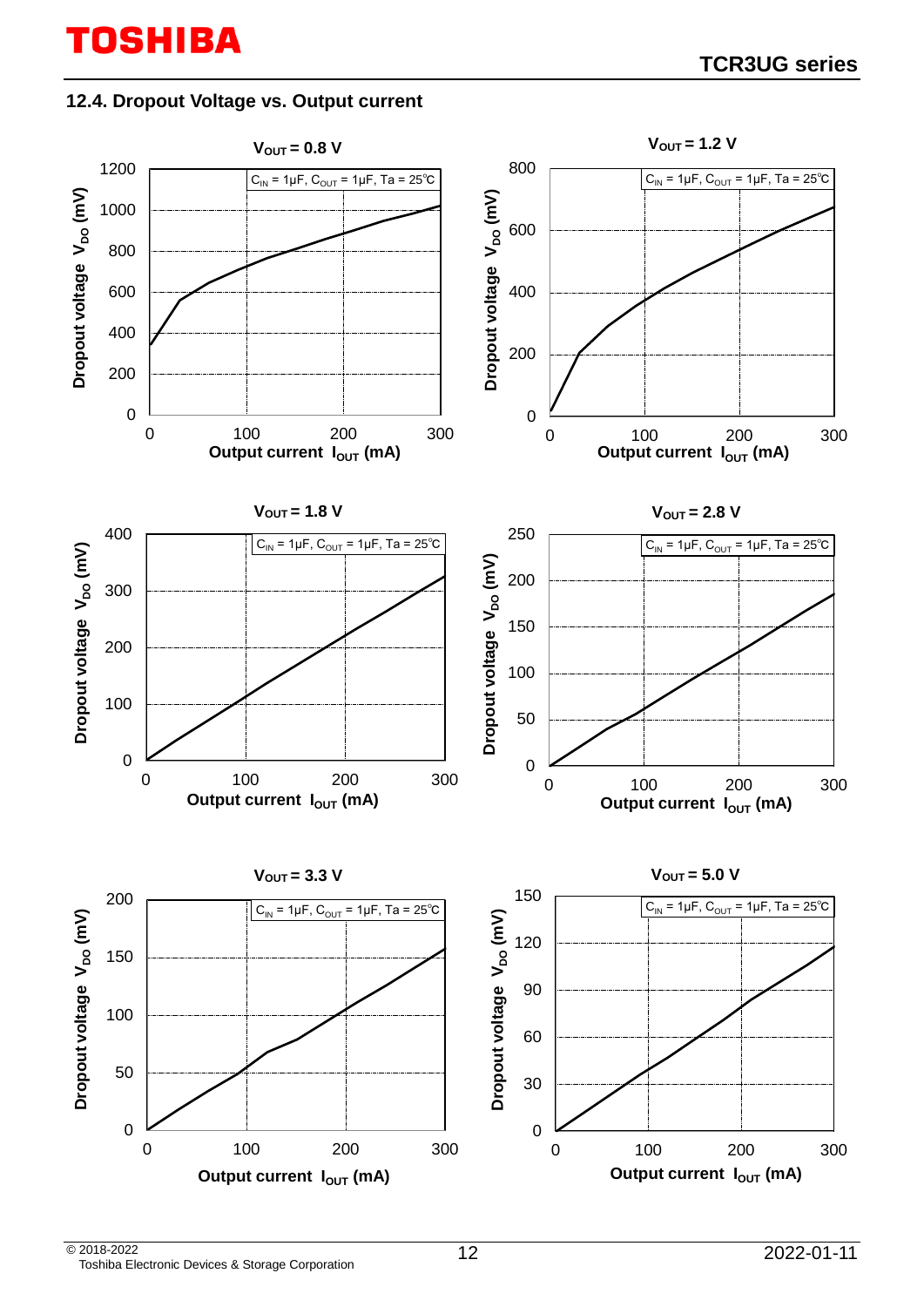## 12.4. Dropout Voltage vs. Output current

**$V_{OUT}$ = 0.8 V**

$C_{IN}$ = 1μF, $C_{OUT}$ = 1μF, Ta = 25°C

Dropout voltage $V_{DO}$ (mV)

Output current $I_{OUT}$ (mA)

**$V_{OUT}$ = 1.2 V**

$C_{IN}$ = 1μF, $C_{OUT}$ = 1μF, Ta = 25°C

Dropout voltage $V_{DO}$ (mV)

Output current $I_{OUT}$ (mA)

**$V_{OUT}$ = 1.8 V**

$C_{IN}$ = 1μF, $C_{OUT}$ = 1μF, Ta = 25°C

Dropout voltage $V_{DO}$ (mV)

Output current $I_{OUT}$ (mA)

**$V_{OUT}$ = 2.8 V**

$C_{IN}$ = 1μF, $C_{OUT}$ = 1μF, Ta = 25°C

Dropout voltage $V_{DO}$ (mV)

Output current $I_{OUT}$ (mA)

**$V_{OUT}$ = 3.3 V**

$C_{IN}$ = 1μF, $C_{OUT}$ = 1μF, Ta = 25°C

Dropout voltage $V_{DO}$ (mV)

Output current $I_{OUT}$ (mA)

**$V_{OUT}$ = 5.0 V**

$C_{IN}$ = 1μF, $C_{OUT}$ = 1μF, Ta = 25°C

Dropout voltage $V_{DO}$ (mV)

Output current $I_{OUT}$ (mA)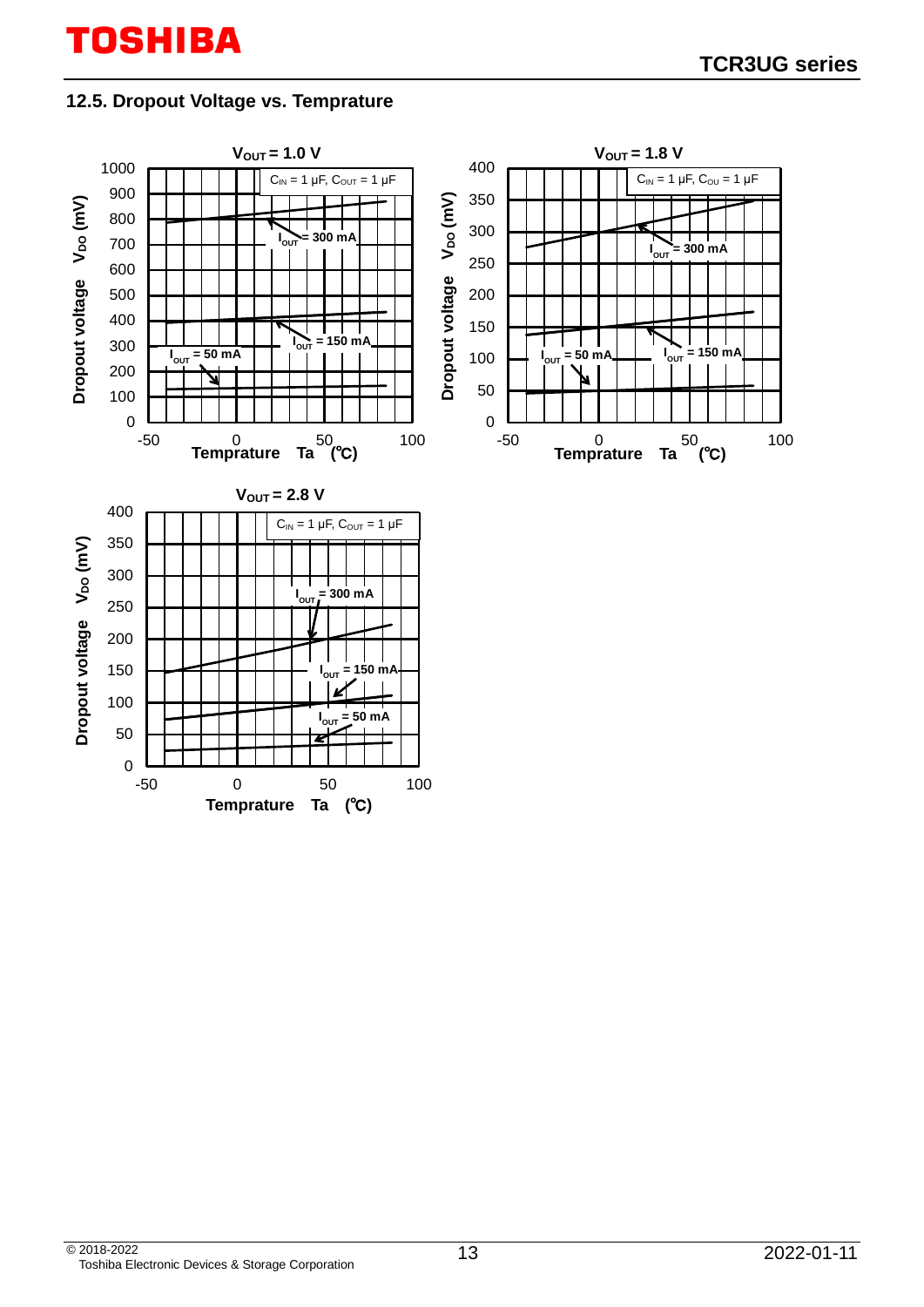## 12.5. Dropout Voltage vs. Temprature

**$V_{OUT}$ = 1.0 V**

$C_{IN}$ = 1 μF, $C_{OUT}$ = 1 μF

Dropout voltage $V_{DO}$ (mV)

$I_{OUT}$ = 300 mA

$I_{OUT}$ = 150 mA

$I_{OUT}$ = 50 mA

Temprature Ta (℃)

**$V_{OUT}$ = 1.8 V**

$C_{IN}$ = 1 μF, $C_{OU}$ = 1 μF

Dropout voltage $V_{DO}$ (mV)

$I_{OUT}$ = 300 mA

$I_{OUT}$ = 150 mA

$I_{OUT}$ = 50 mA

Temprature Ta (℃)

**$V_{OUT}$ = 2.8 V**

$C_{IN}$ = 1 μF, $C_{OUT}$ = 1 μF

Dropout voltage $V_{DO}$ (mV)

$I_{OUT}$ = 300 mA

$I_{OUT}$ = 150 mA

$I_{OUT}$ = 50 mA

Temprature Ta (℃)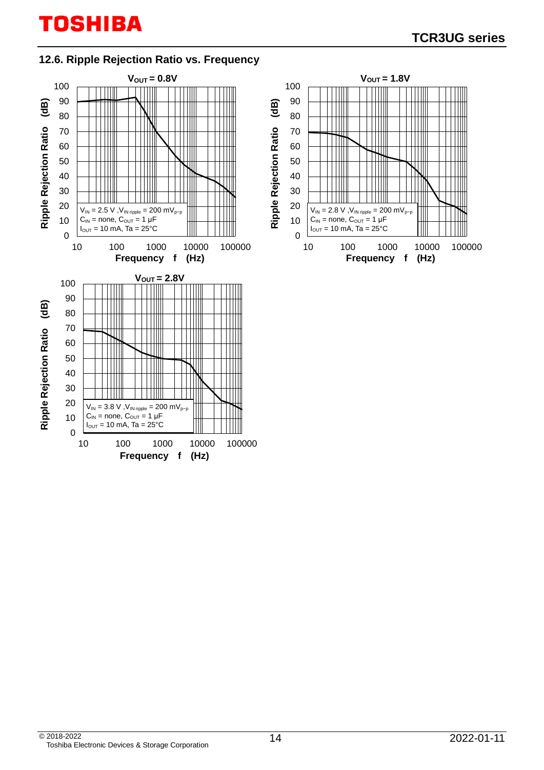## 12.6. Ripple Rejection Ratio vs. Frequency

**$V_{OUT}$ = 0.8V**

Ripple Rejection Ratio (dB) vs. Frequency f (Hz)

$V_{IN}$ = 2.5 V, $V_{IN\ ripple}$ = 200 $mV_{p-p}$
$C_{IN}$ = none, $C_{OUT}$ = 1 μF
$I_{OUT}$ = 10 mA, Ta = 25°C

**$V_{OUT}$ = 1.8V**

Ripple Rejection Ratio (dB) vs. Frequency f (Hz)

$V_{IN}$ = 2.8 V, $V_{IN\ ripple}$ = 200 $mV_{p-p}$
$C_{IN}$ = none, $C_{OUT}$ = 1 μF
$I_{OUT}$ = 10 mA, Ta = 25°C

**$V_{OUT}$ = 2.8V**

Ripple Rejection Ratio (dB) vs. Frequency f (Hz)

$V_{IN}$ = 3.8 V, $V_{IN\ ripple}$ = 200 $mV_{p-p}$
$C_{IN}$ = none, $C_{OUT}$ = 1 μF
$I_{OUT}$ = 10 mA, Ta = 25°C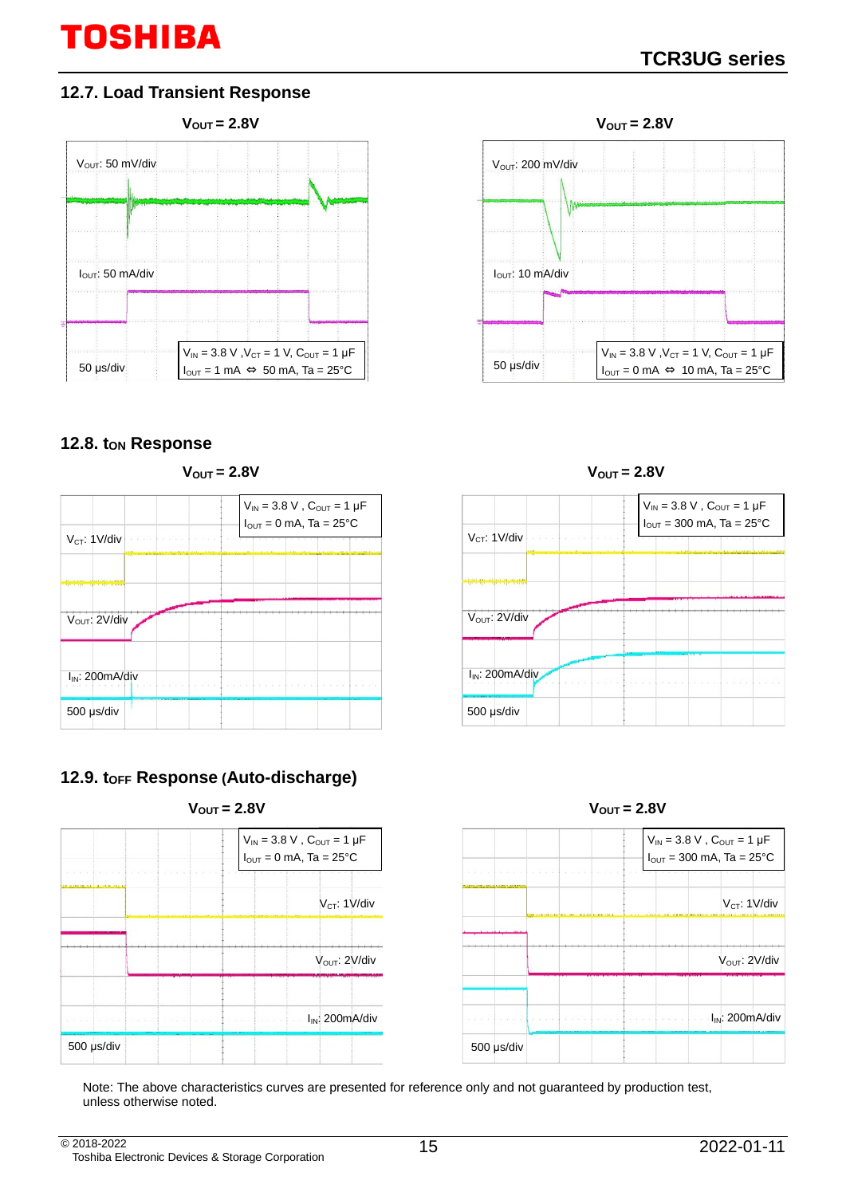## 12.7. Load Transient Response

**$V_{OUT}$ = 2.8V**

$V_{OUT}$: 50 mV/div

$I_{OUT}$: 50 mA/div

50 μs/div

$V_{IN}$ = 3.8 V ,$V_{CT}$ = 1 V, $C_{OUT}$ = 1 μF
$I_{OUT}$ = 1 mA ⇔ 50 mA, Ta = 25°C

**$V_{OUT}$ = 2.8V**

$V_{OUT}$: 200 mV/div

$I_{OUT}$: 10 mA/div

50 μs/div

$V_{IN}$ = 3.8 V ,$V_{CT}$ = 1 V, $C_{OUT}$ = 1 μF
$I_{OUT}$ = 0 mA ⇔ 10 mA, Ta = 25°C

## 12.8. $t_{ON}$ Response

**$V_{OUT}$ = 2.8V**

$V_{IN}$ = 3.8 V , $C_{OUT}$ = 1 μF
$I_{OUT}$ = 0 mA, Ta = 25°C

$V_{CT}$: 1V/div

$V_{OUT}$: 2V/div

$I_{IN}$: 200mA/div

500 μs/div

**$V_{OUT}$ = 2.8V**

$V_{IN}$ = 3.8 V , $C_{OUT}$ = 1 μF
$I_{OUT}$ = 300 mA, Ta = 25°C

$V_{CT}$: 1V/div

$V_{OUT}$: 2V/div

$I_{IN}$: 200mA/div

500 μs/div

## 12.9. $t_{OFF}$ Response (Auto-discharge)

**$V_{OUT}$ = 2.8V**

$V_{IN}$ = 3.8 V , $C_{OUT}$ = 1 μF
$I_{OUT}$ = 0 mA, Ta = 25°C

$V_{CT}$: 1V/div

$V_{OUT}$: 2V/div

$I_{IN}$: 200mA/div

500 μs/div

**$V_{OUT}$ = 2.8V**

$V_{IN}$ = 3.8 V , $C_{OUT}$ = 1 μF
$I_{OUT}$ = 300 mA, Ta = 25°C

$V_{CT}$: 1V/div

$V_{OUT}$: 2V/div

$I_{IN}$: 200mA/div

500 μs/div

Note: The above characteristics curves are presented for reference only and not guaranteed by production test, unless otherwise noted.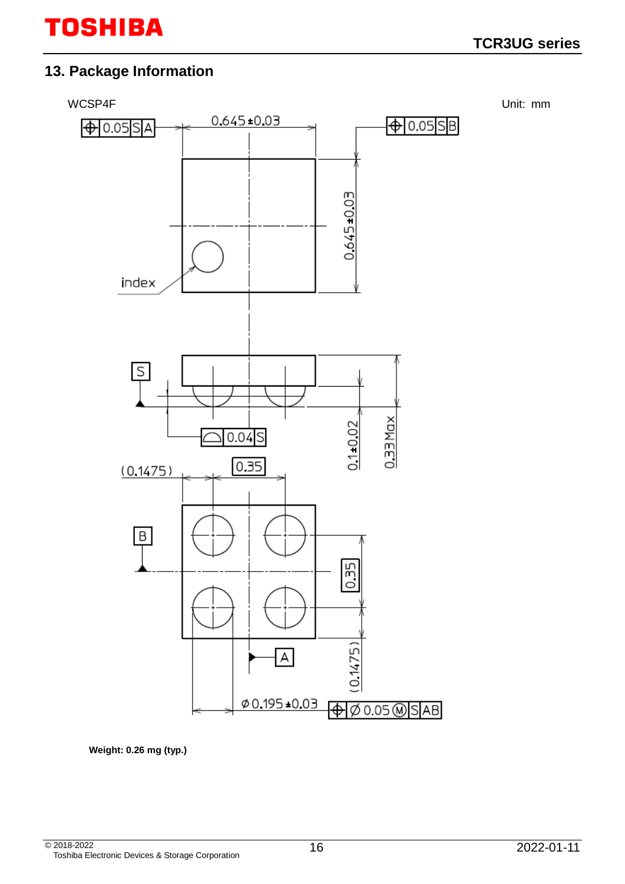## 13. Package Information

WCSP4F

Unit: mm

Weight: 0.26 mg (typ.)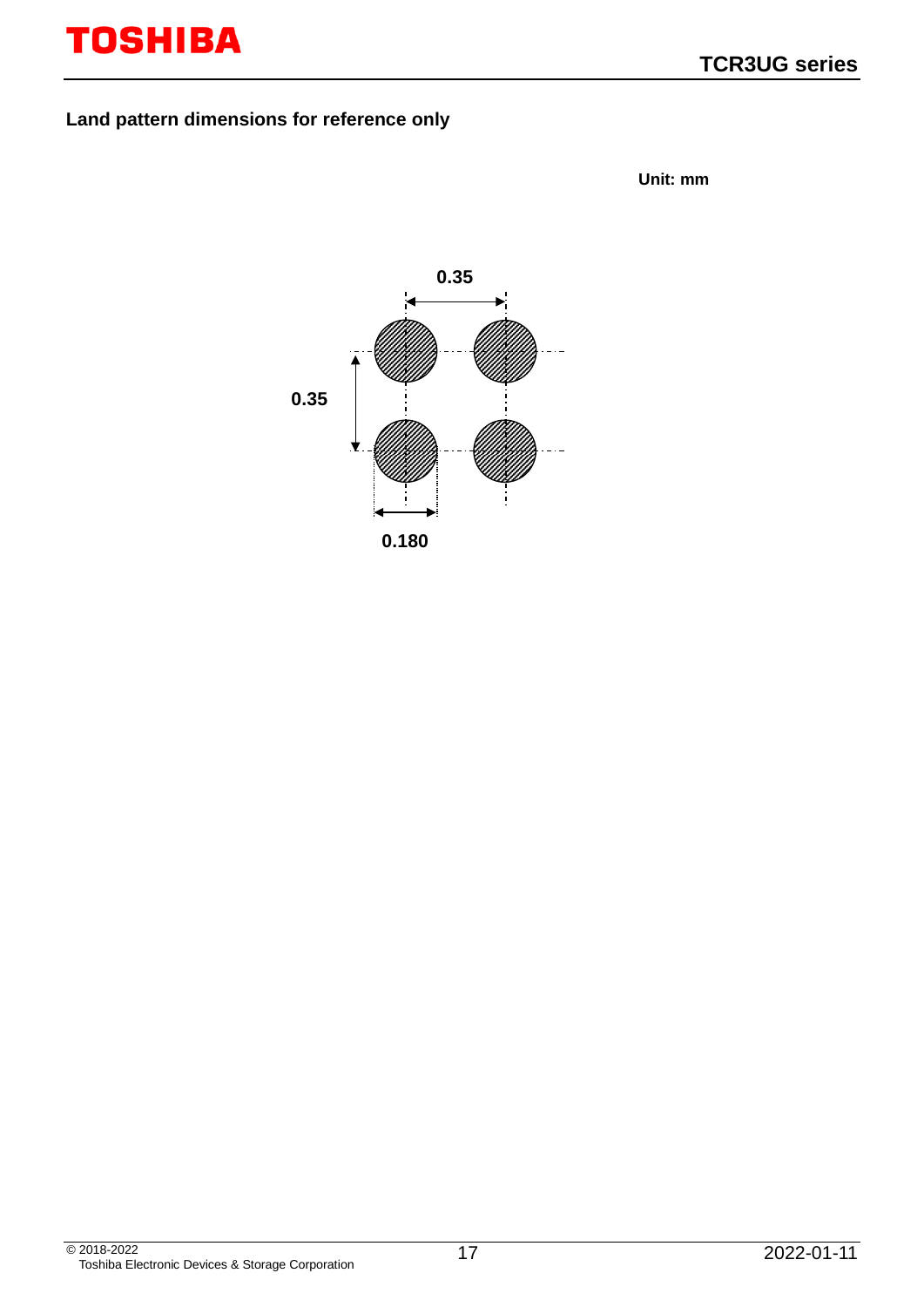**Land pattern dimensions for reference only**

Unit: mm

0.35

0.35

0.180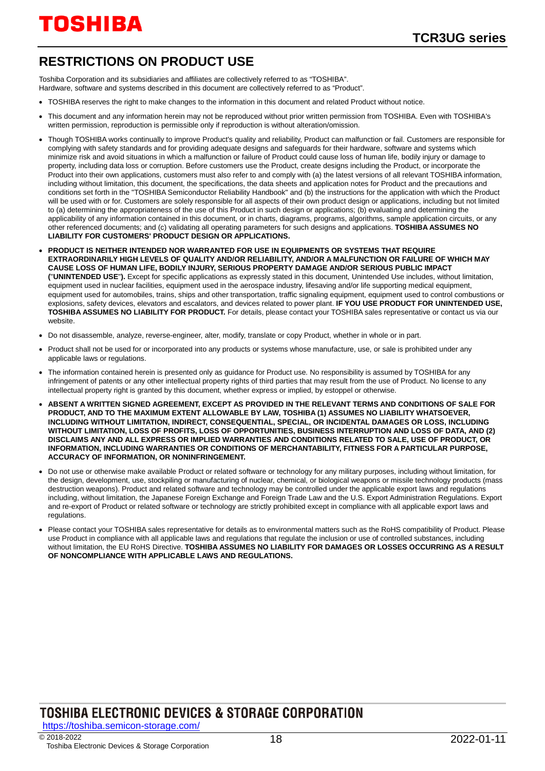# RESTRICTIONS ON PRODUCT USE

Toshiba Corporation and its subsidiaries and affiliates are collectively referred to as "TOSHIBA".
Hardware, software and systems described in this document are collectively referred to as "Product".

- TOSHIBA reserves the right to make changes to the information in this document and related Product without notice.
- This document and any information herein may not be reproduced without prior written permission from TOSHIBA. Even with TOSHIBA's written permission, reproduction is permissible only if reproduction is without alteration/omission.
- Though TOSHIBA works continually to improve Product's quality and reliability, Product can malfunction or fail. Customers are responsible for complying with safety standards and for providing adequate designs and safeguards for their hardware, software and systems which minimize risk and avoid situations in which a malfunction or failure of Product could cause loss of human life, bodily injury or damage to property, including data loss or corruption. Before customers use the Product, create designs including the Product, or incorporate the Product into their own applications, customers must also refer to and comply with (a) the latest versions of all relevant TOSHIBA information, including without limitation, this document, the specifications, the data sheets and application notes for Product and the precautions and conditions set forth in the "TOSHIBA Semiconductor Reliability Handbook" and (b) the instructions for the application with which the Product will be used with or for. Customers are solely responsible for all aspects of their own product design or applications, including but not limited to (a) determining the appropriateness of the use of this Product in such design or applications; (b) evaluating and determining the applicability of any information contained in this document, or in charts, diagrams, programs, algorithms, sample application circuits, or any other referenced documents; and (c) validating all operating parameters for such designs and applications. **TOSHIBA ASSUMES NO LIABILITY FOR CUSTOMERS' PRODUCT DESIGN OR APPLICATIONS.**
- **PRODUCT IS NEITHER INTENDED NOR WARRANTED FOR USE IN EQUIPMENTS OR SYSTEMS THAT REQUIRE EXTRAORDINARILY HIGH LEVELS OF QUALITY AND/OR RELIABILITY, AND/OR A MALFUNCTION OR FAILURE OF WHICH MAY CAUSE LOSS OF HUMAN LIFE, BODILY INJURY, SERIOUS PROPERTY DAMAGE AND/OR SERIOUS PUBLIC IMPACT ("UNINTENDED USE").** Except for specific applications as expressly stated in this document, Unintended Use includes, without limitation, equipment used in nuclear facilities, equipment used in the aerospace industry, lifesaving and/or life supporting medical equipment, equipment used for automobiles, trains, ships and other transportation, traffic signaling equipment, equipment used to control combustions or explosions, safety devices, elevators and escalators, and devices related to power plant. **IF YOU USE PRODUCT FOR UNINTENDED USE, TOSHIBA ASSUMES NO LIABILITY FOR PRODUCT.** For details, please contact your TOSHIBA sales representative or contact us via our website.
- Do not disassemble, analyze, reverse-engineer, alter, modify, translate or copy Product, whether in whole or in part.
- Product shall not be used for or incorporated into any products or systems whose manufacture, use, or sale is prohibited under any applicable laws or regulations.
- The information contained herein is presented only as guidance for Product use. No responsibility is assumed by TOSHIBA for any infringement of patents or any other intellectual property rights of third parties that may result from the use of Product. No license to any intellectual property right is granted by this document, whether express or implied, by estoppel or otherwise.
- **ABSENT A WRITTEN SIGNED AGREEMENT, EXCEPT AS PROVIDED IN THE RELEVANT TERMS AND CONDITIONS OF SALE FOR PRODUCT, AND TO THE MAXIMUM EXTENT ALLOWABLE BY LAW, TOSHIBA (1) ASSUMES NO LIABILITY WHATSOEVER, INCLUDING WITHOUT LIMITATION, INDIRECT, CONSEQUENTIAL, SPECIAL, OR INCIDENTAL DAMAGES OR LOSS, INCLUDING WITHOUT LIMITATION, LOSS OF PROFITS, LOSS OF OPPORTUNITIES, BUSINESS INTERRUPTION AND LOSS OF DATA, AND (2) DISCLAIMS ANY AND ALL EXPRESS OR IMPLIED WARRANTIES AND CONDITIONS RELATED TO SALE, USE OF PRODUCT, OR INFORMATION, INCLUDING WARRANTIES OR CONDITIONS OF MERCHANTABILITY, FITNESS FOR A PARTICULAR PURPOSE, ACCURACY OF INFORMATION, OR NONINFRINGEMENT.**
- Do not use or otherwise make available Product or related software or technology for any military purposes, including without limitation, for the design, development, use, stockpiling or manufacturing of nuclear, chemical, or biological weapons or missile technology products (mass destruction weapons). Product and related software and technology may be controlled under the applicable export laws and regulations including, without limitation, the Japanese Foreign Exchange and Foreign Trade Law and the U.S. Export Administration Regulations. Export and re-export of Product or related software or technology are strictly prohibited except in compliance with all applicable export laws and regulations.
- Please contact your TOSHIBA sales representative for details as to environmental matters such as the RoHS compatibility of Product. Please use Product in compliance with all applicable laws and regulations that regulate the inclusion or use of controlled substances, including without limitation, the EU RoHS Directive. **TOSHIBA ASSUMES NO LIABILITY FOR DAMAGES OR LOSSES OCCURRING AS A RESULT OF NONCOMPLIANCE WITH APPLICABLE LAWS AND REGULATIONS.**

**TOSHIBA ELECTRONIC DEVICES & STORAGE CORPORATION**

https://toshiba.semicon-storage.com/